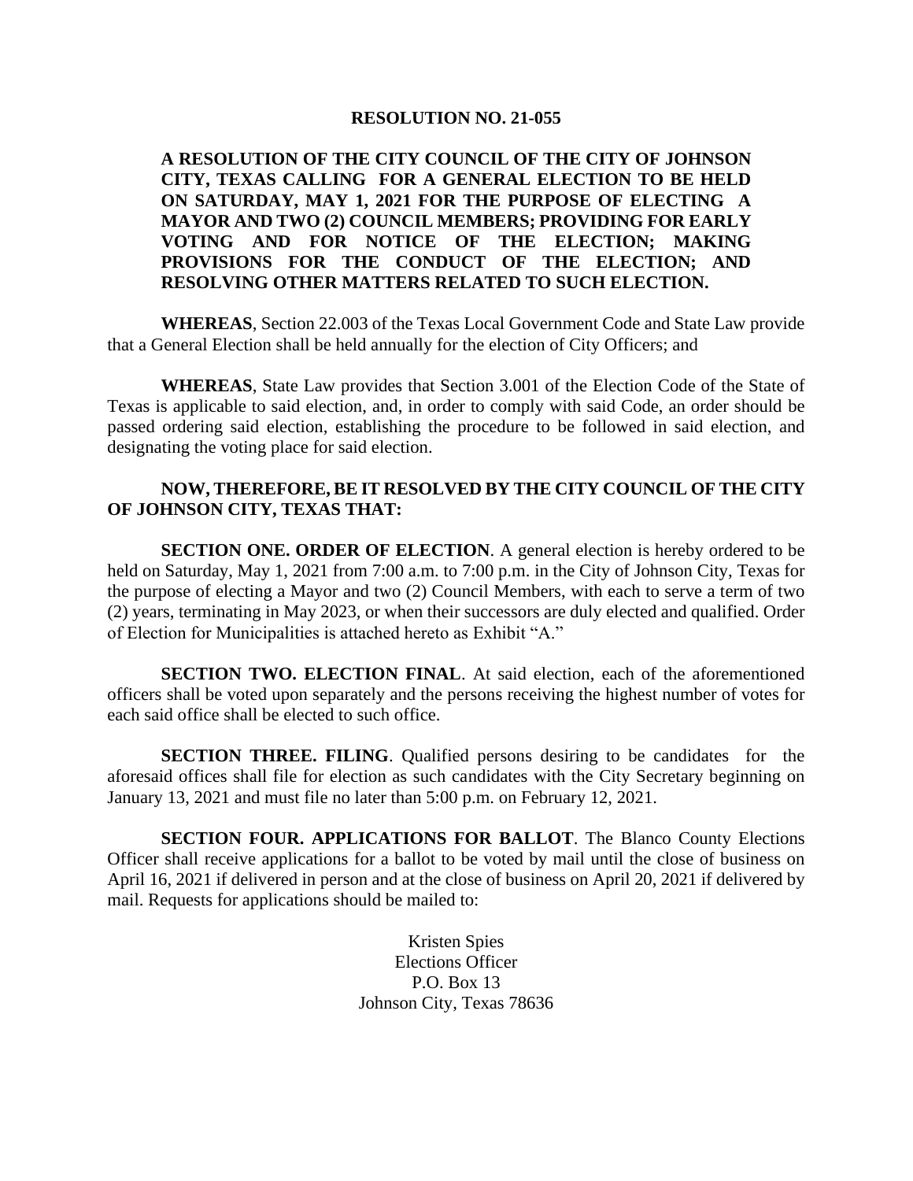# RESOLUTION NO. 21-055

**A RESOLUTION OF THE CITY COUNCIL OF THE CITY OF JOHNSON CITY, TEXAS CALLING FOR A GENERAL ELECTION TO BE HELD ON SATURDAY, MAY 1, 2021 FOR THE PURPOSE OF ELECTING A MAYOR AND TWO (2) COUNCIL MEMBERS; PROVIDING FOR EARLY VOTING AND FOR NOTICE OF THE ELECTION; MAKING PROVISIONS FOR THE CONDUCT OF THE ELECTION; AND RESOLVING OTHER MATTERS RELATED TO SUCH ELECTION.**

**WHEREAS**, Section 22.003 of the Texas Local Government Code and State Law provide that a General Election shall be held annually for the election of City Officers; and

**WHEREAS**, State Law provides that Section 3.001 of the Election Code of the State of Texas is applicable to said election, and, in order to comply with said Code, an order should be passed ordering said election, establishing the procedure to be followed in said election, and designating the voting place for said election.

**NOW, THEREFORE, BE IT RESOLVED BY THE CITY COUNCIL OF THE CITY OF JOHNSON CITY, TEXAS THAT:**

**SECTION ONE. ORDER OF ELECTION**. A general election is hereby ordered to be held on Saturday, May 1, 2021 from 7:00 a.m. to 7:00 p.m. in the City of Johnson City, Texas for the purpose of electing a Mayor and two (2) Council Members, with each to serve a term of two (2) years, terminating in May 2023, or when their successors are duly elected and qualified. Order of Election for Municipalities is attached hereto as Exhibit "A."

**SECTION TWO. ELECTION FINAL**. At said election, each of the aforementioned officers shall be voted upon separately and the persons receiving the highest number of votes for each said office shall be elected to such office.

**SECTION THREE. FILING**. Qualified persons desiring to be candidates for the aforesaid offices shall file for election as such candidates with the City Secretary beginning on January 13, 2021 and must file no later than 5:00 p.m. on February 12, 2021.

**SECTION FOUR. APPLICATIONS FOR BALLOT**. The Blanco County Elections Officer shall receive applications for a ballot to be voted by mail until the close of business on April 16, 2021 if delivered in person and at the close of business on April 20, 2021 if delivered by mail. Requests for applications should be mailed to:

Kristen Spies
Elections Officer
P.O. Box 13
Johnson City, Texas 78636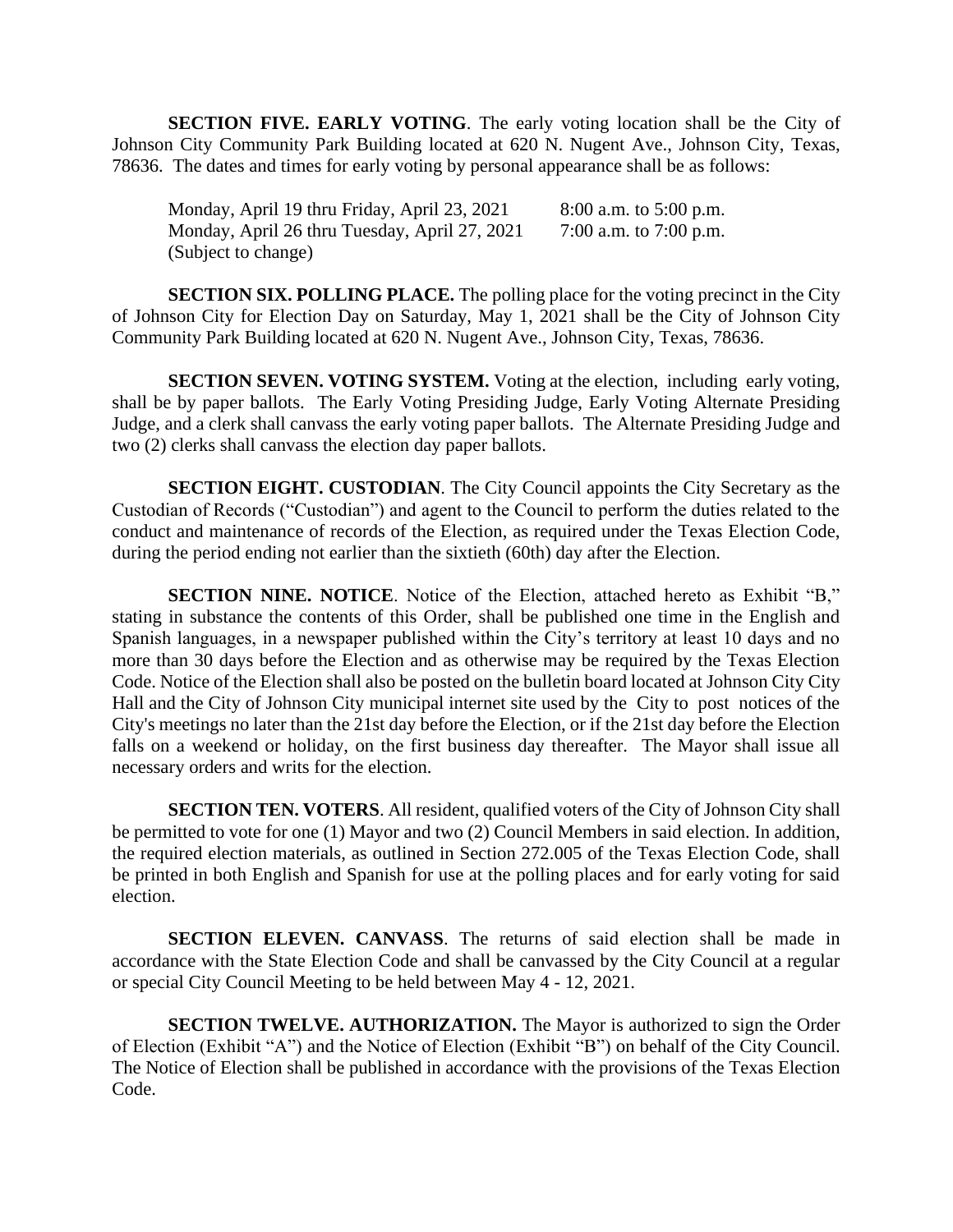**SECTION FIVE. EARLY VOTING**. The early voting location shall be the City of Johnson City Community Park Building located at 620 N. Nugent Ave., Johnson City, Texas, 78636. The dates and times for early voting by personal appearance shall be as follows:

Monday, April 19 thru Friday, April 23, 2021 — 8:00 a.m. to 5:00 p.m.
Monday, April 26 thru Tuesday, April 27, 2021 — 7:00 a.m. to 7:00 p.m.
(Subject to change)

**SECTION SIX. POLLING PLACE.** The polling place for the voting precinct in the City of Johnson City for Election Day on Saturday, May 1, 2021 shall be the City of Johnson City Community Park Building located at 620 N. Nugent Ave., Johnson City, Texas, 78636.

**SECTION SEVEN. VOTING SYSTEM.** Voting at the election, including early voting, shall be by paper ballots. The Early Voting Presiding Judge, Early Voting Alternate Presiding Judge, and a clerk shall canvass the early voting paper ballots. The Alternate Presiding Judge and two (2) clerks shall canvass the election day paper ballots.

**SECTION EIGHT. CUSTODIAN**. The City Council appoints the City Secretary as the Custodian of Records ("Custodian") and agent to the Council to perform the duties related to the conduct and maintenance of records of the Election, as required under the Texas Election Code, during the period ending not earlier than the sixtieth (60th) day after the Election.

**SECTION NINE. NOTICE**. Notice of the Election, attached hereto as Exhibit "B," stating in substance the contents of this Order, shall be published one time in the English and Spanish languages, in a newspaper published within the City's territory at least 10 days and no more than 30 days before the Election and as otherwise may be required by the Texas Election Code. Notice of the Election shall also be posted on the bulletin board located at Johnson City City Hall and the City of Johnson City municipal internet site used by the City to post notices of the City's meetings no later than the 21st day before the Election, or if the 21st day before the Election falls on a weekend or holiday, on the first business day thereafter. The Mayor shall issue all necessary orders and writs for the election.

**SECTION TEN. VOTERS**. All resident, qualified voters of the City of Johnson City shall be permitted to vote for one (1) Mayor and two (2) Council Members in said election. In addition, the required election materials, as outlined in Section 272.005 of the Texas Election Code, shall be printed in both English and Spanish for use at the polling places and for early voting for said election.

**SECTION ELEVEN. CANVASS**. The returns of said election shall be made in accordance with the State Election Code and shall be canvassed by the City Council at a regular or special City Council Meeting to be held between May 4 - 12, 2021.

**SECTION TWELVE. AUTHORIZATION.** The Mayor is authorized to sign the Order of Election (Exhibit "A") and the Notice of Election (Exhibit "B") on behalf of the City Council. The Notice of Election shall be published in accordance with the provisions of the Texas Election Code.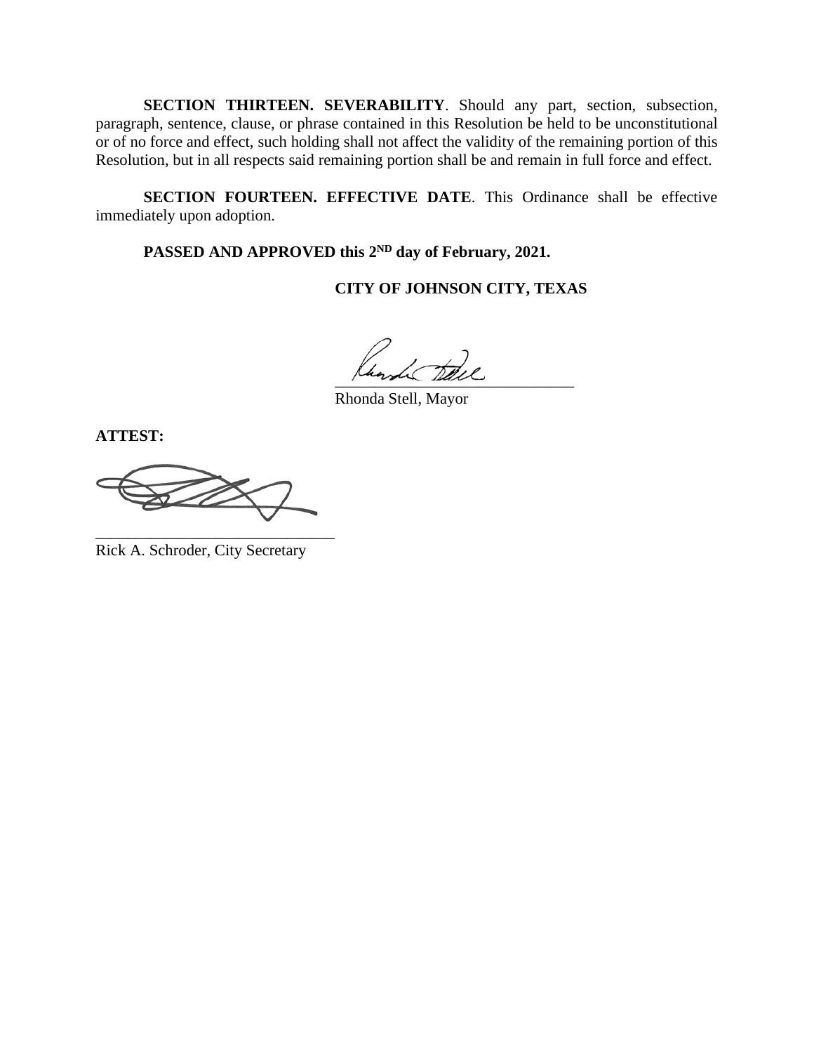**SECTION THIRTEEN. SEVERABILITY**. Should any part, section, subsection, paragraph, sentence, clause, or phrase contained in this Resolution be held to be unconstitutional or of no force and effect, such holding shall not affect the validity of the remaining portion of this Resolution, but in all respects said remaining portion shall be and remain in full force and effect.

**SECTION FOURTEEN. EFFECTIVE DATE**. This Ordinance shall be effective immediately upon adoption.

**PASSED AND APPROVED this 2ND day of February, 2021.**

**CITY OF JOHNSON CITY, TEXAS**

\_\_\_\_\_\_\_\_\_\_\_\_\_\_\_\_\_\_\_\_\_\_\_\_\_\_\_\_\_\_\_\_

Rhonda Stell, Mayor

**ATTEST:**

\_\_\_\_\_\_\_\_\_\_\_\_\_\_\_\_\_\_\_\_\_\_\_\_\_\_\_\_\_\_\_\_

Rick A. Schroder, City Secretary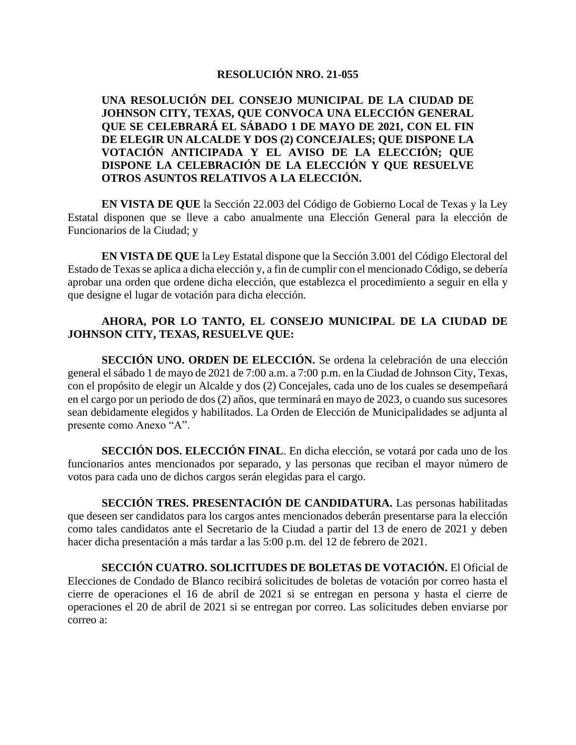**RESOLUCIÓN NRO. 21-055**

**UNA RESOLUCIÓN DEL CONSEJO MUNICIPAL DE LA CIUDAD DE JOHNSON CITY, TEXAS, QUE CONVOCA UNA ELECCIÓN GENERAL QUE SE CELEBRARÁ EL SÁBADO 1 DE MAYO DE 2021, CON EL FIN DE ELEGIR UN ALCALDE Y DOS (2) CONCEJALES; QUE DISPONE LA VOTACIÓN ANTICIPADA Y EL AVISO DE LA ELECCIÓN; QUE DISPONE LA CELEBRACIÓN DE LA ELECCIÓN Y QUE RESUELVE OTROS ASUNTOS RELATIVOS A LA ELECCIÓN.**

**EN VISTA DE QUE** la Sección 22.003 del Código de Gobierno Local de Texas y la Ley Estatal disponen que se lleve a cabo anualmente una Elección General para la elección de Funcionarios de la Ciudad; y

**EN VISTA DE QUE** la Ley Estatal dispone que la Sección 3.001 del Código Electoral del Estado de Texas se aplica a dicha elección y, a fin de cumplir con el mencionado Código, se debería aprobar una orden que ordene dicha elección, que establezca el procedimiento a seguir en ella y que designe el lugar de votación para dicha elección.

**AHORA, POR LO TANTO, EL CONSEJO MUNICIPAL DE LA CIUDAD DE JOHNSON CITY, TEXAS, RESUELVE QUE:**

**SECCIÓN UNO. ORDEN DE ELECCIÓN.** Se ordena la celebración de una elección general el sábado 1 de mayo de 2021 de 7:00 a.m. a 7:00 p.m. en la Ciudad de Johnson City, Texas, con el propósito de elegir un Alcalde y dos (2) Concejales, cada uno de los cuales se desempeñará en el cargo por un periodo de dos (2) años, que terminará en mayo de 2023, o cuando sus sucesores sean debidamente elegidos y habilitados. La Orden de Elección de Municipalidades se adjunta al presente como Anexo "A".

**SECCIÓN DOS. ELECCIÓN FINAL**. En dicha elección, se votará por cada uno de los funcionarios antes mencionados por separado, y las personas que reciban el mayor número de votos para cada uno de dichos cargos serán elegidas para el cargo.

**SECCIÓN TRES. PRESENTACIÓN DE CANDIDATURA.** Las personas habilitadas que deseen ser candidatos para los cargos antes mencionados deberán presentarse para la elección como tales candidatos ante el Secretario de la Ciudad a partir del 13 de enero de 2021 y deben hacer dicha presentación a más tardar a las 5:00 p.m. del 12 de febrero de 2021.

**SECCIÓN CUATRO. SOLICITUDES DE BOLETAS DE VOTACIÓN.** El Oficial de Elecciones de Condado de Blanco recibirá solicitudes de boletas de votación por correo hasta el cierre de operaciones el 16 de abril de 2021 si se entregan en persona y hasta el cierre de operaciones el 20 de abril de 2021 si se entregan por correo. Las solicitudes deben enviarse por correo a: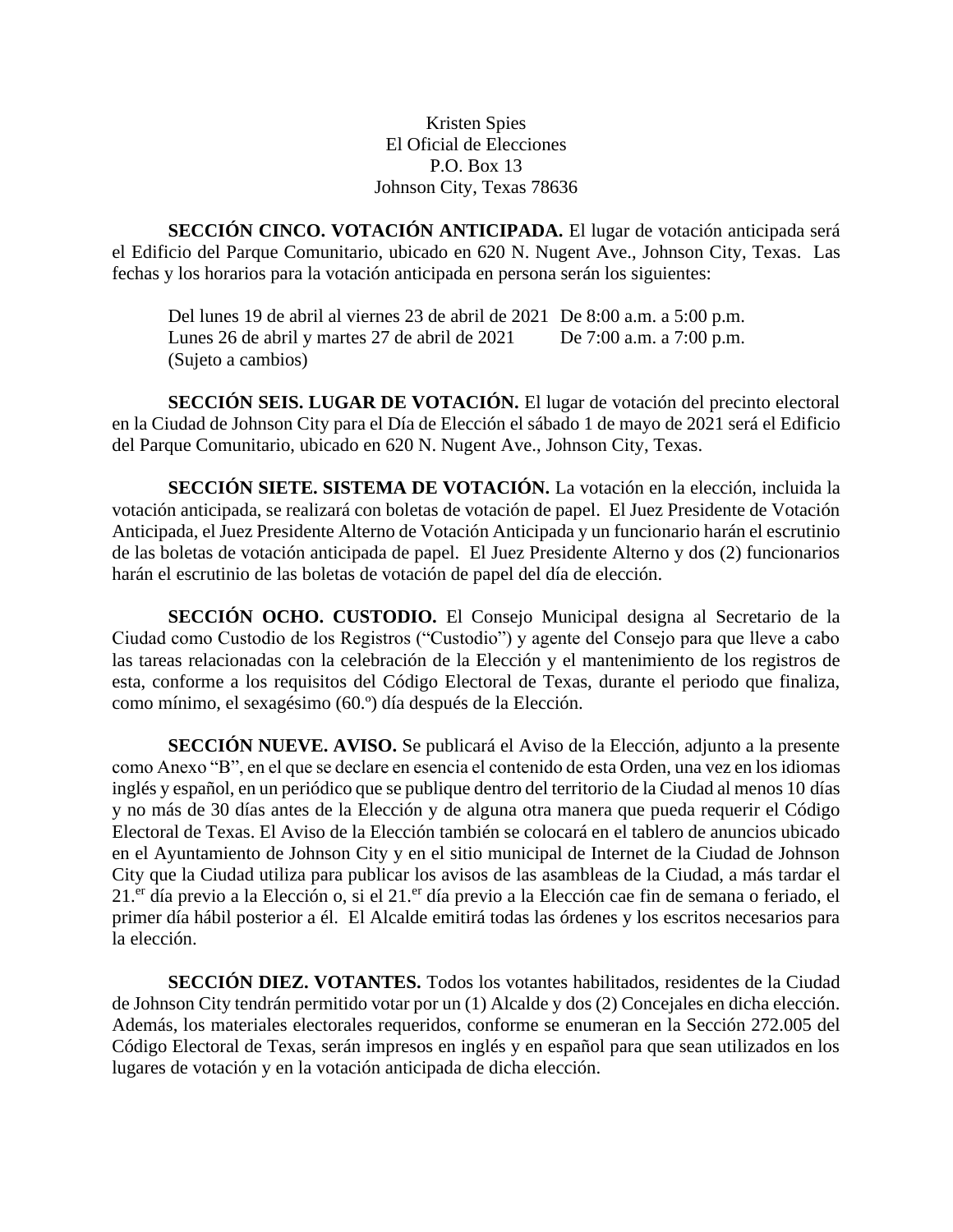Kristen Spies
El Oficial de Elecciones
P.O. Box 13
Johnson City, Texas 78636

**SECCIÓN CINCO. VOTACIÓN ANTICIPADA.** El lugar de votación anticipada será el Edificio del Parque Comunitario, ubicado en 620 N. Nugent Ave., Johnson City, Texas. Las fechas y los horarios para la votación anticipada en persona serán los siguientes:

| | |
|---|---|
| Del lunes 19 de abril al viernes 23 de abril de 2021 | De 8:00 a.m. a 5:00 p.m. |
| Lunes 26 de abril y martes 27 de abril de 2021 | De 7:00 a.m. a 7:00 p.m. |

(Sujeto a cambios)

**SECCIÓN SEIS. LUGAR DE VOTACIÓN.** El lugar de votación del precinto electoral en la Ciudad de Johnson City para el Día de Elección el sábado 1 de mayo de 2021 será el Edificio del Parque Comunitario, ubicado en 620 N. Nugent Ave., Johnson City, Texas.

**SECCIÓN SIETE. SISTEMA DE VOTACIÓN.** La votación en la elección, incluida la votación anticipada, se realizará con boletas de votación de papel. El Juez Presidente de Votación Anticipada, el Juez Presidente Alterno de Votación Anticipada y un funcionario harán el escrutinio de las boletas de votación anticipada de papel. El Juez Presidente Alterno y dos (2) funcionarios harán el escrutinio de las boletas de votación de papel del día de elección.

**SECCIÓN OCHO. CUSTODIO.** El Consejo Municipal designa al Secretario de la Ciudad como Custodio de los Registros ("Custodio") y agente del Consejo para que lleve a cabo las tareas relacionadas con la celebración de la Elección y el mantenimiento de los registros de esta, conforme a los requisitos del Código Electoral de Texas, durante el periodo que finaliza, como mínimo, el sexagésimo (60.º) día después de la Elección.

**SECCIÓN NUEVE. AVISO.** Se publicará el Aviso de la Elección, adjunto a la presente como Anexo "B", en el que se declare en esencia el contenido de esta Orden, una vez en los idiomas inglés y español, en un periódico que se publique dentro del territorio de la Ciudad al menos 10 días y no más de 30 días antes de la Elección y de alguna otra manera que pueda requerir el Código Electoral de Texas. El Aviso de la Elección también se colocará en el tablero de anuncios ubicado en el Ayuntamiento de Johnson City y en el sitio municipal de Internet de la Ciudad de Johnson City que la Ciudad utiliza para publicar los avisos de las asambleas de la Ciudad, a más tardar el 21.er día previo a la Elección o, si el 21.er día previo a la Elección cae fin de semana o feriado, el primer día hábil posterior a él. El Alcalde emitirá todas las órdenes y los escritos necesarios para la elección.

**SECCIÓN DIEZ. VOTANTES.** Todos los votantes habilitados, residentes de la Ciudad de Johnson City tendrán permitido votar por un (1) Alcalde y dos (2) Concejales en dicha elección. Además, los materiales electorales requeridos, conforme se enumeran en la Sección 272.005 del Código Electoral de Texas, serán impresos en inglés y en español para que sean utilizados en los lugares de votación y en la votación anticipada de dicha elección.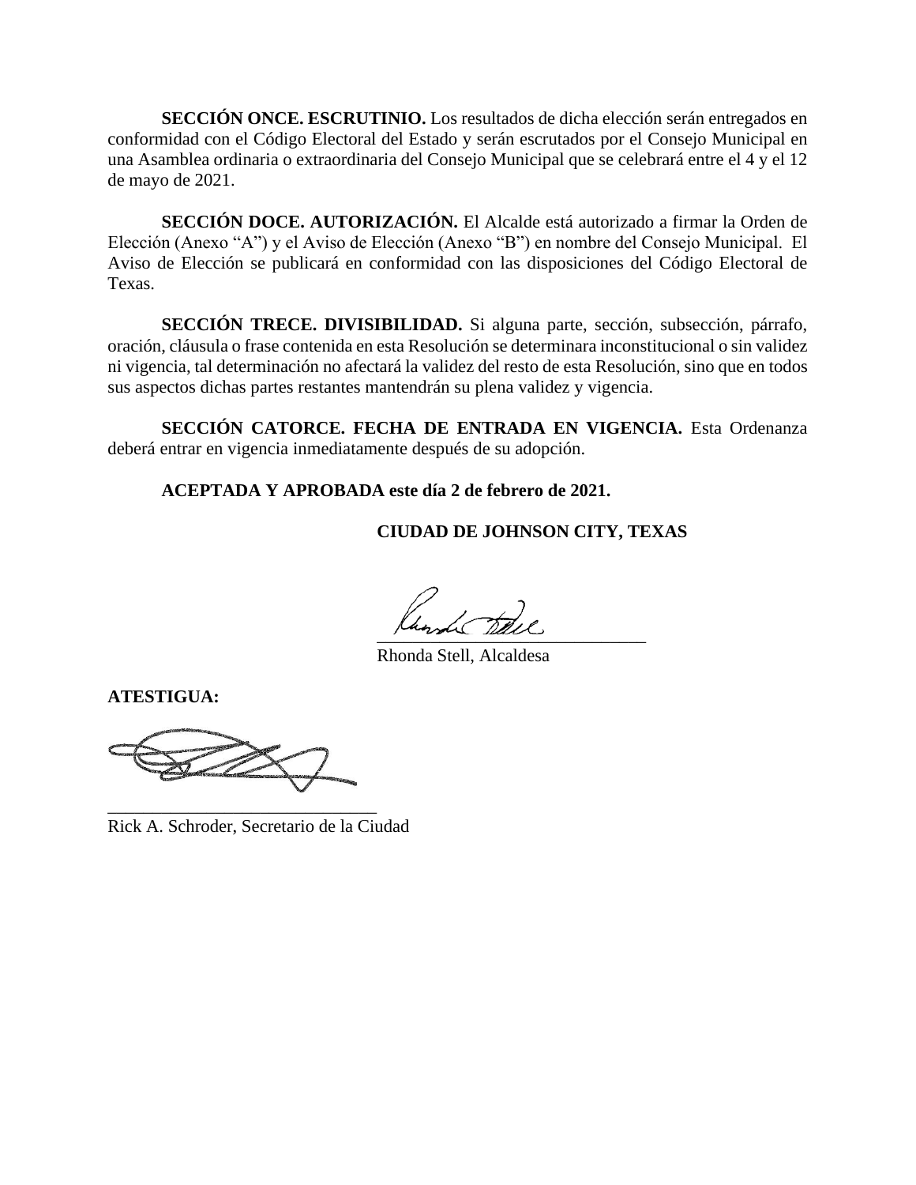**SECCIÓN ONCE. ESCRUTINIO.** Los resultados de dicha elección serán entregados en conformidad con el Código Electoral del Estado y serán escrutados por el Consejo Municipal en una Asamblea ordinaria o extraordinaria del Consejo Municipal que se celebrará entre el 4 y el 12 de mayo de 2021.

**SECCIÓN DOCE. AUTORIZACIÓN.** El Alcalde está autorizado a firmar la Orden de Elección (Anexo "A") y el Aviso de Elección (Anexo "B") en nombre del Consejo Municipal. El Aviso de Elección se publicará en conformidad con las disposiciones del Código Electoral de Texas.

**SECCIÓN TRECE. DIVISIBILIDAD.** Si alguna parte, sección, subsección, párrafo, oración, cláusula o frase contenida en esta Resolución se determinara inconstitucional o sin validez ni vigencia, tal determinación no afectará la validez del resto de esta Resolución, sino que en todos sus aspectos dichas partes restantes mantendrán su plena validez y vigencia.

**SECCIÓN CATORCE. FECHA DE ENTRADA EN VIGENCIA.** Esta Ordenanza deberá entrar en vigencia inmediatamente después de su adopción.

**ACEPTADA Y APROBADA este día 2 de febrero de 2021.**

**CIUDAD DE JOHNSON CITY, TEXAS**

______________________________
Rhonda Stell, Alcaldesa

**ATESTIGUA:**

______________________________
Rick A. Schroder, Secretario de la Ciudad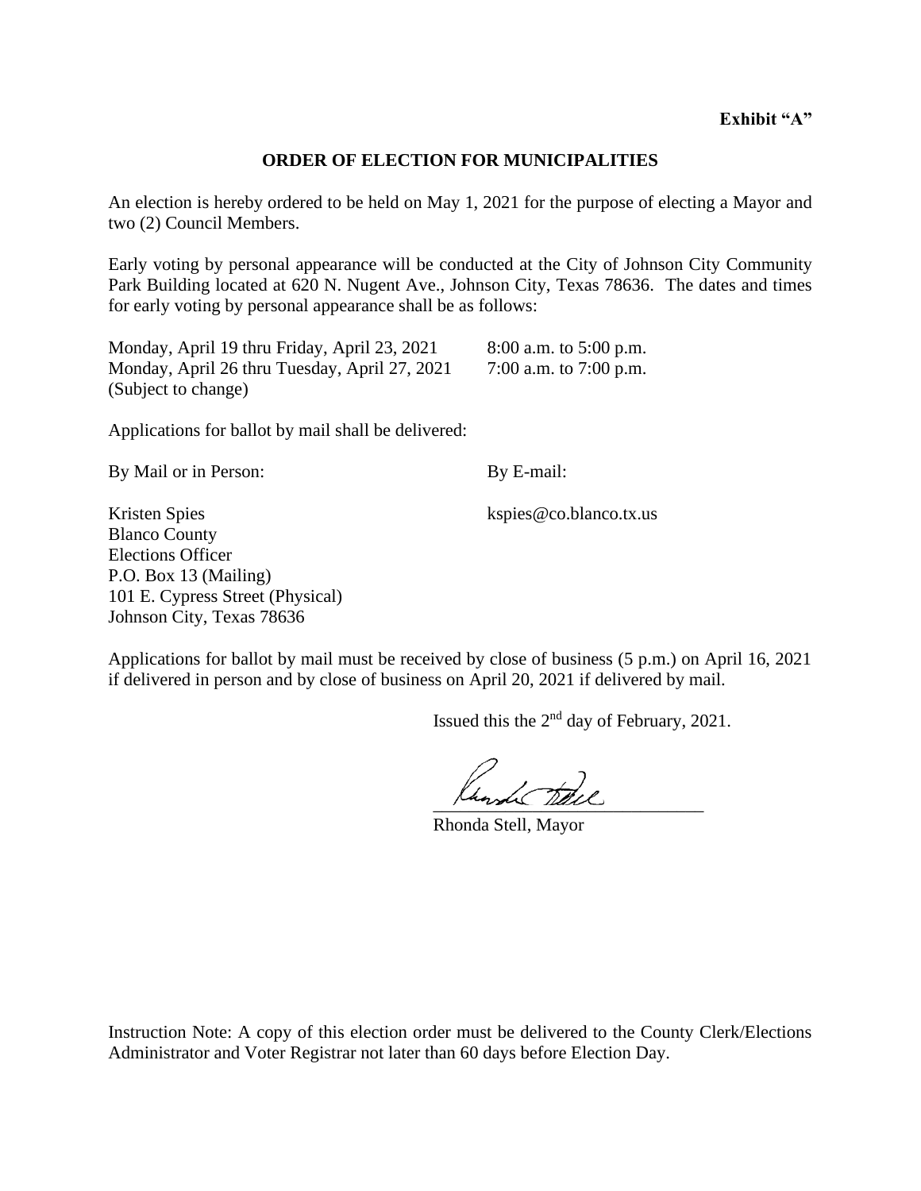**Exhibit "A"**

## ORDER OF ELECTION FOR MUNICIPALITIES

An election is hereby ordered to be held on May 1, 2021 for the purpose of electing a Mayor and two (2) Council Members.

Early voting by personal appearance will be conducted at the City of Johnson City Community Park Building located at 620 N. Nugent Ave., Johnson City, Texas 78636. The dates and times for early voting by personal appearance shall be as follows:

| | |
|---|---|
| Monday, April 19 thru Friday, April 23, 2021 | 8:00 a.m. to 5:00 p.m. |
| Monday, April 26 thru Tuesday, April 27, 2021 | 7:00 a.m. to 7:00 p.m. |
| (Subject to change) | |

Applications for ballot by mail shall be delivered:

| By Mail or in Person: | By E-mail: |
|---|---|
| Kristen Spies<br>Blanco County<br>Elections Officer<br>P.O. Box 13 (Mailing)<br>101 E. Cypress Street (Physical)<br>Johnson City, Texas 78636 | kspies@co.blanco.tx.us |

Applications for ballot by mail must be received by close of business (5 p.m.) on April 16, 2021 if delivered in person and by close of business on April 20, 2021 if delivered by mail.

Issued this the 2nd day of February, 2021.

\_\_\_\_\_\_\_\_\_\_\_\_\_\_\_\_\_\_\_\_\_\_\_\_\_\_\_\_
Rhonda Stell, Mayor

Instruction Note: A copy of this election order must be delivered to the County Clerk/Elections Administrator and Voter Registrar not later than 60 days before Election Day.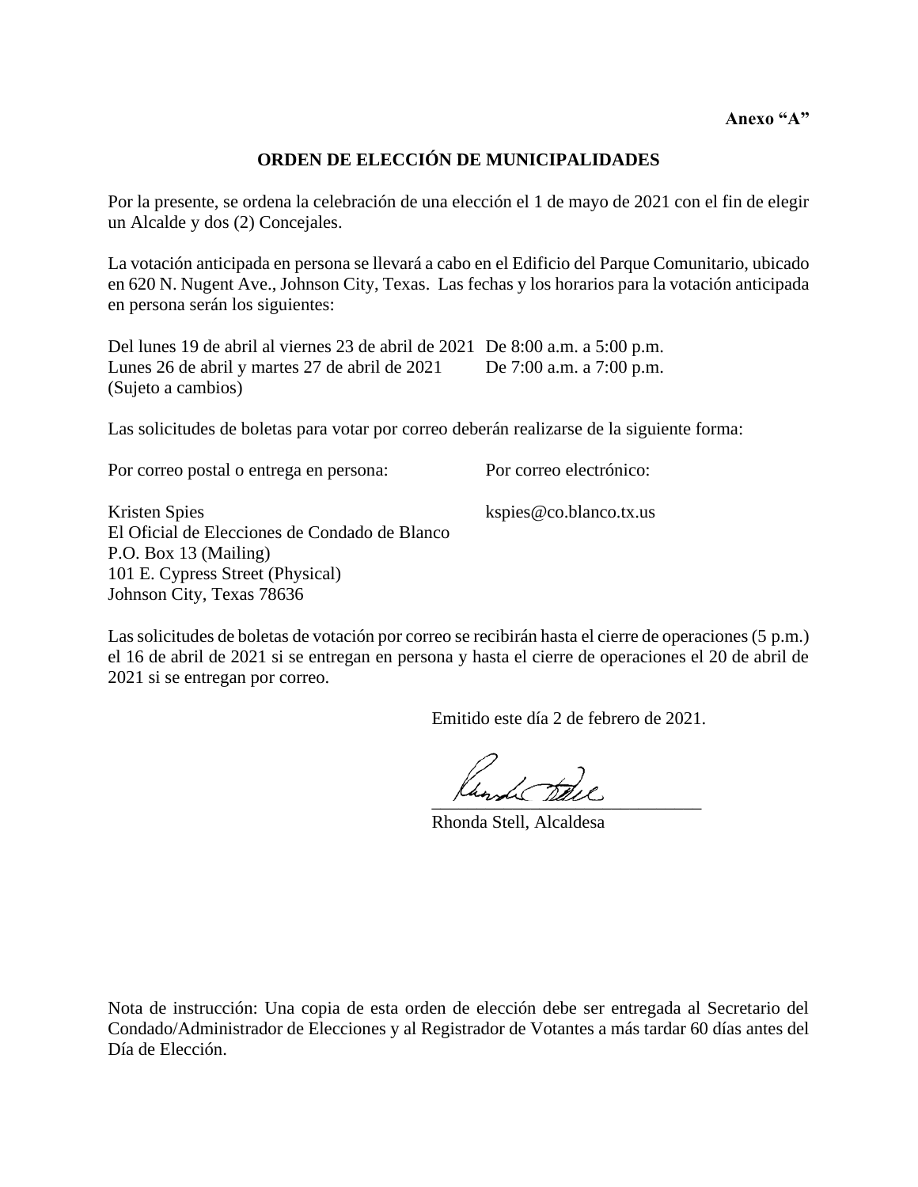**Anexo "A"**

## ORDEN DE ELECCIÓN DE MUNICIPALIDADES

Por la presente, se ordena la celebración de una elección el 1 de mayo de 2021 con el fin de elegir un Alcalde y dos (2) Concejales.

La votación anticipada en persona se llevará a cabo en el Edificio del Parque Comunitario, ubicado en 620 N. Nugent Ave., Johnson City, Texas. Las fechas y los horarios para la votación anticipada en persona serán los siguientes:

| | |
|---|---|
| Del lunes 19 de abril al viernes 23 de abril de 2021 | De 8:00 a.m. a 5:00 p.m. |
| Lunes 26 de abril y martes 27 de abril de 2021 (Sujeto a cambios) | De 7:00 a.m. a 7:00 p.m. |

Las solicitudes de boletas para votar por correo deberán realizarse de la siguiente forma:

| Por correo postal o entrega en persona: | Por correo electrónico: |
|---|---|
| Kristen Spies<br>El Oficial de Elecciones de Condado de Blanco<br>P.O. Box 13 (Mailing)<br>101 E. Cypress Street (Physical)<br>Johnson City, Texas 78636 | kspies@co.blanco.tx.us |

Las solicitudes de boletas de votación por correo se recibirán hasta el cierre de operaciones (5 p.m.) el 16 de abril de 2021 si se entregan en persona y hasta el cierre de operaciones el 20 de abril de 2021 si se entregan por correo.

Emitido este día 2 de febrero de 2021.

\_\_\_\_\_\_\_\_\_\_\_\_\_\_\_\_\_\_\_\_\_\_\_\_\_\_\_\_\_\_
Rhonda Stell, Alcaldesa

Nota de instrucción: Una copia de esta orden de elección debe ser entregada al Secretario del Condado/Administrador de Elecciones y al Registrador de Votantes a más tardar 60 días antes del Día de Elección.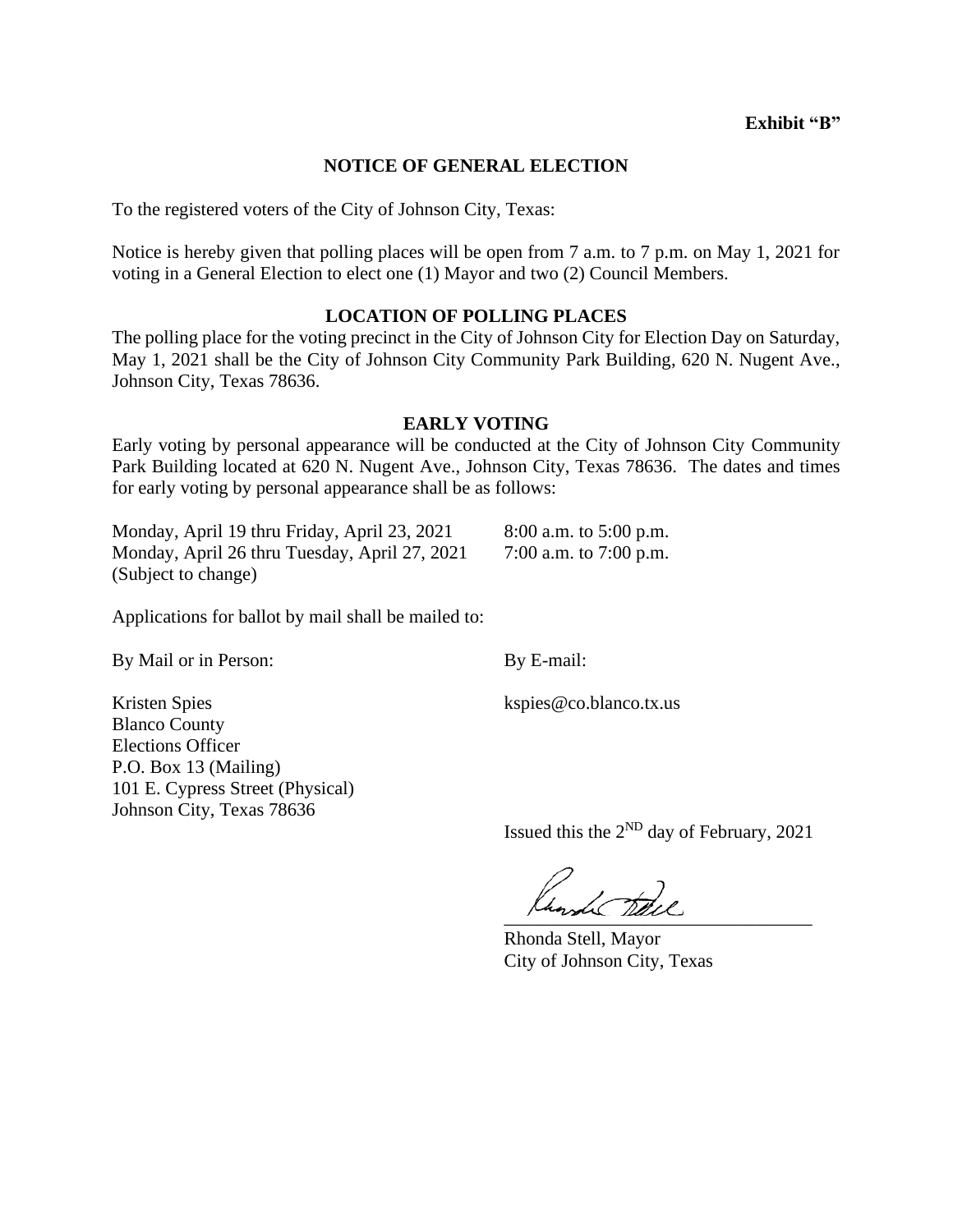**Exhibit "B"**

# NOTICE OF GENERAL ELECTION

To the registered voters of the City of Johnson City, Texas:

Notice is hereby given that polling places will be open from 7 a.m. to 7 p.m. on May 1, 2021 for voting in a General Election to elect one (1) Mayor and two (2) Council Members.

## LOCATION OF POLLING PLACES

The polling place for the voting precinct in the City of Johnson City for Election Day on Saturday, May 1, 2021 shall be the City of Johnson City Community Park Building, 620 N. Nugent Ave., Johnson City, Texas 78636.

## EARLY VOTING

Early voting by personal appearance will be conducted at the City of Johnson City Community Park Building located at 620 N. Nugent Ave., Johnson City, Texas 78636. The dates and times for early voting by personal appearance shall be as follows:

| | |
|---|---|
| Monday, April 19 thru Friday, April 23, 2021 | 8:00 a.m. to 5:00 p.m. |
| Monday, April 26 thru Tuesday, April 27, 2021 | 7:00 a.m. to 7:00 p.m. |

(Subject to change)

Applications for ballot by mail shall be mailed to:

By Mail or in Person:

Kristen Spies
Blanco County
Elections Officer
P.O. Box 13 (Mailing)
101 E. Cypress Street (Physical)
Johnson City, Texas 78636

By E-mail:

kspies@co.blanco.tx.us

Issued this the 2ND day of February, 2021

Rhonda Stell, Mayor
City of Johnson City, Texas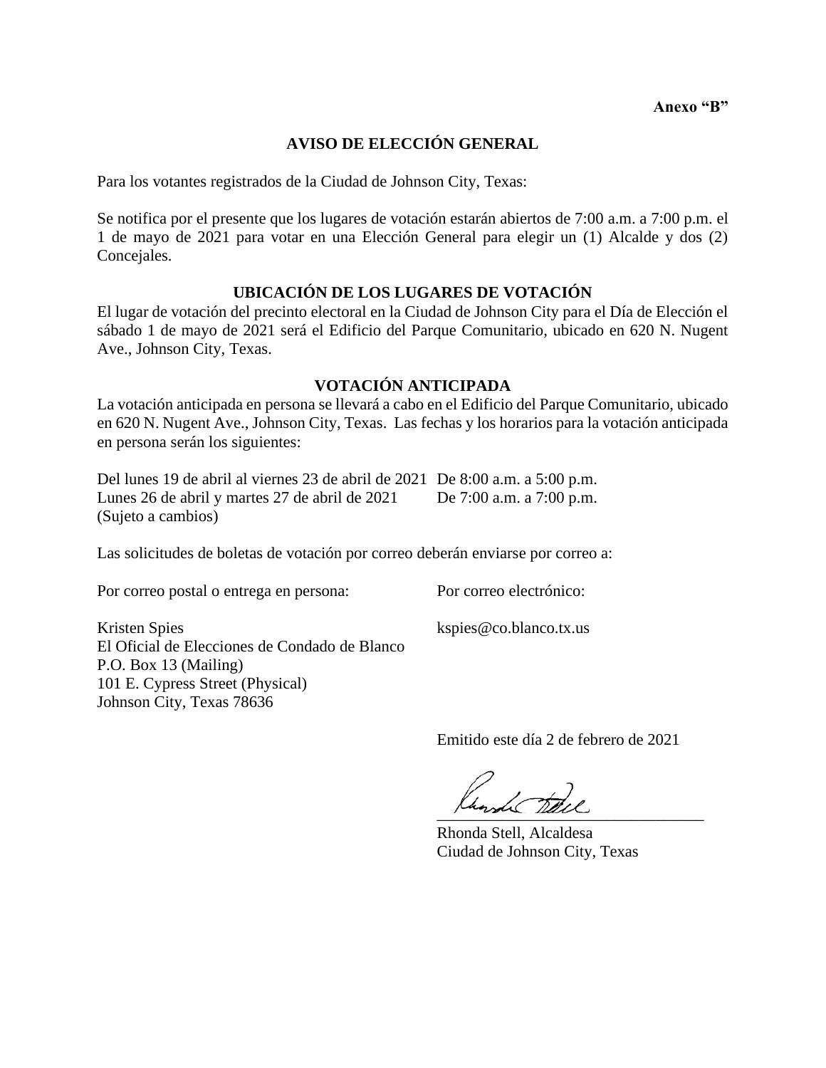**Anexo "B"**

## AVISO DE ELECCIÓN GENERAL

Para los votantes registrados de la Ciudad de Johnson City, Texas:

Se notifica por el presente que los lugares de votación estarán abiertos de 7:00 a.m. a 7:00 p.m. el 1 de mayo de 2021 para votar en una Elección General para elegir un (1) Alcalde y dos (2) Concejales.

### UBICACIÓN DE LOS LUGARES DE VOTACIÓN

El lugar de votación del precinto electoral en la Ciudad de Johnson City para el Día de Elección el sábado 1 de mayo de 2021 será el Edificio del Parque Comunitario, ubicado en 620 N. Nugent Ave., Johnson City, Texas.

### VOTACIÓN ANTICIPADA

La votación anticipada en persona se llevará a cabo en el Edificio del Parque Comunitario, ubicado en 620 N. Nugent Ave., Johnson City, Texas. Las fechas y los horarios para la votación anticipada en persona serán los siguientes:

| | |
|---|---|
| Del lunes 19 de abril al viernes 23 de abril de 2021 | De 8:00 a.m. a 5:00 p.m. |
| Lunes 26 de abril y martes 27 de abril de 2021 | De 7:00 a.m. a 7:00 p.m. |
| (Sujeto a cambios) | |

Las solicitudes de boletas de votación por correo deberán enviarse por correo a:

Por correo postal o entrega en persona:

Kristen Spies
El Oficial de Elecciones de Condado de Blanco
P.O. Box 13 (Mailing)
101 E. Cypress Street (Physical)
Johnson City, Texas 78636

Por correo electrónico:

kspies@co.blanco.tx.us

Emitido este día 2 de febrero de 2021

Rhonda Stell, Alcaldesa
Ciudad de Johnson City, Texas